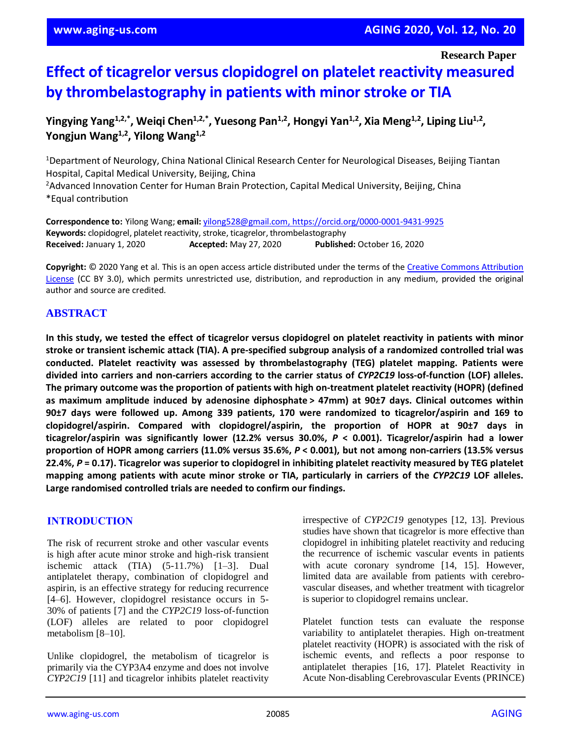Research Paper

# Effect of ticagrelor versus clopidogrel on platelet reactivity measured by thrombelastography in patients with minor stroke or TIA

**Yingying Yang[1,2,*], Weiqi Chen[1,2,*], Yuesong Pan[1,2], Hongyi Yan[1,2], Xia Meng[1,2], Liping Liu[1,2], Yongjun Wang[1,2], Yilong Wang[1,2]**

[1]Department of Neurology, China National Clinical Research Center for Neurological Diseases, Beijing Tiantan Hospital, Capital Medical University, Beijing, China
[2]Advanced Innovation Center for Human Brain Protection, Capital Medical University, Beijing, China
*Equal contribution

**Correspondence to:** Yilong Wang; **email:** yilong528@gmail.com, https://orcid.org/0000-0001-9431-9925
**Keywords:** clopidogrel, platelet reactivity, stroke, ticagrelor, thrombelastography
**Received:** January 1, 2020 **Accepted:** May 27, 2020 **Published:** October 16, 2020

**Copyright:** © 2020 Yang et al. This is an open access article distributed under the terms of the Creative Commons Attribution License (CC BY 3.0), which permits unrestricted use, distribution, and reproduction in any medium, provided the original author and source are credited.

## ABSTRACT

**In this study, we tested the effect of ticagrelor versus clopidogrel on platelet reactivity in patients with minor stroke or transient ischemic attack (TIA). A pre-specified subgroup analysis of a randomized controlled trial was conducted. Platelet reactivity was assessed by thrombelastography (TEG) platelet mapping. Patients were divided into carriers and non-carriers according to the carrier status of *CYP2C19* loss-of-function (LOF) alleles. The primary outcome was the proportion of patients with high on-treatment platelet reactivity (HOPR) (defined as maximum amplitude induced by adenosine diphosphate > 47mm) at 90±7 days. Clinical outcomes within 90±7 days were followed up. Among 339 patients, 170 were randomized to ticagrelor/aspirin and 169 to clopidogrel/aspirin. Compared with clopidogrel/aspirin, the proportion of HOPR at 90±7 days in ticagrelor/aspirin was significantly lower (12.2% versus 30.0%, $P$ < 0.001). Ticagrelor/aspirin had a lower proportion of HOPR among carriers (11.0% versus 35.6%, $P$ < 0.001), but not among non-carriers (13.5% versus 22.4%, $P$ = 0.17). Ticagrelor was superior to clopidogrel in inhibiting platelet reactivity measured by TEG platelet mapping among patients with acute minor stroke or TIA, particularly in carriers of the *CYP2C19* LOF alleles. Large randomised controlled trials are needed to confirm our findings.**

## INTRODUCTION

The risk of recurrent stroke and other vascular events is high after acute minor stroke and high-risk transient ischemic attack (TIA) (5-11.7%) [1–3]. Dual antiplatelet therapy, combination of clopidogrel and aspirin, is an effective strategy for reducing recurrence [4–6]. However, clopidogrel resistance occurs in 5-30% of patients [7] and the *CYP2C19* loss-of-function (LOF) alleles are related to poor clopidogrel metabolism [8–10].

Unlike clopidogrel, the metabolism of ticagrelor is primarily via the CYP3A4 enzyme and does not involve *CYP2C19* [11] and ticagrelor inhibits platelet reactivity irrespective of *CYP2C19* genotypes [12, 13]. Previous studies have shown that ticagrelor is more effective than clopidogrel in inhibiting platelet reactivity and reducing the recurrence of ischemic vascular events in patients with acute coronary syndrome [14, 15]. However, limited data are available from patients with cerebrovascular diseases, and whether treatment with ticagrelor is superior to clopidogrel remains unclear.

Platelet function tests can evaluate the response variability to antiplatelet therapies. High on-treatment platelet reactivity (HOPR) is associated with the risk of ischemic events, and reflects a poor response to antiplatelet therapies [16, 17]. Platelet Reactivity in Acute Non-disabling Cerebrovascular Events (PRINCE)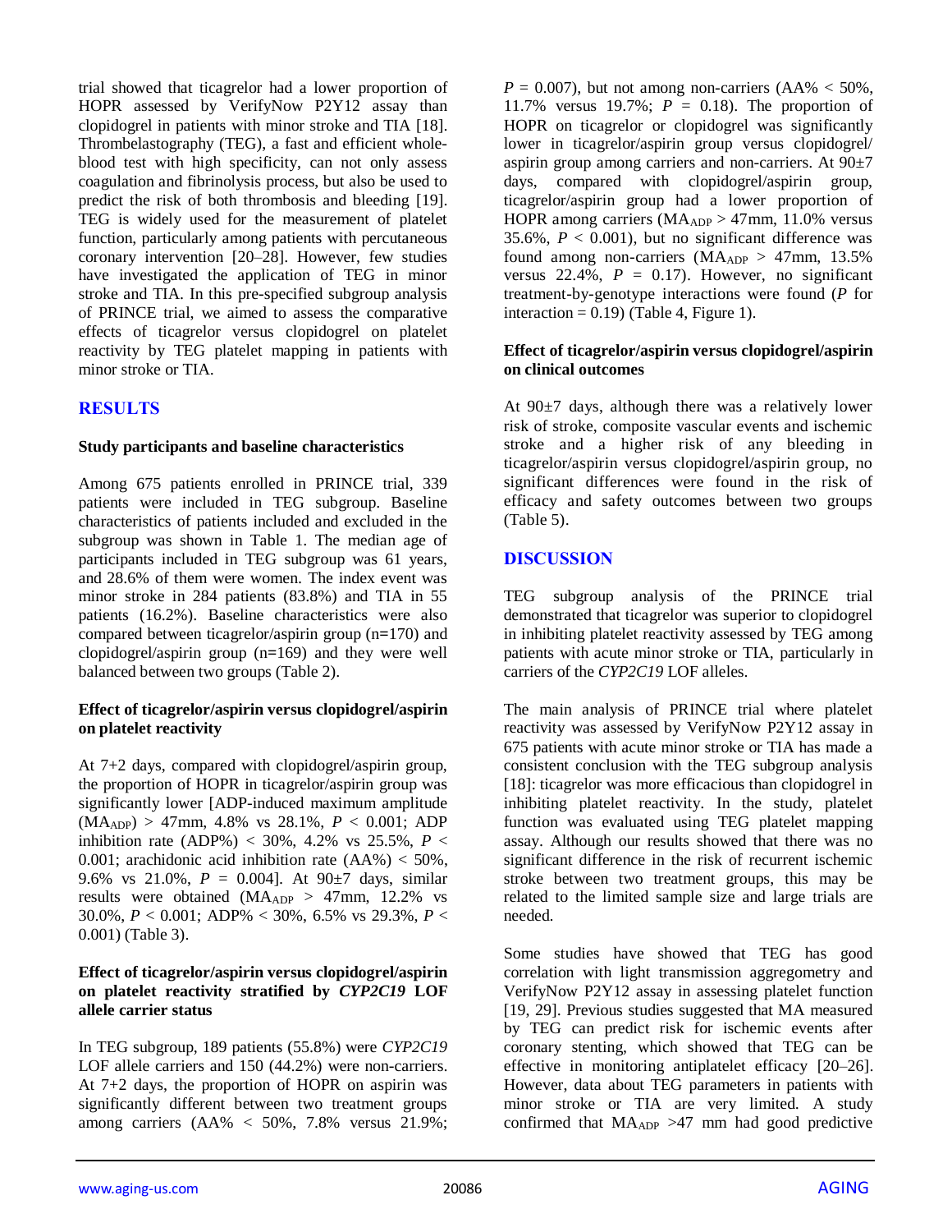trial showed that ticagrelor had a lower proportion of HOPR assessed by VerifyNow P2Y12 assay than clopidogrel in patients with minor stroke and TIA [18]. Thrombelastography (TEG), a fast and efficient whole-blood test with high specificity, can not only assess coagulation and fibrinolysis process, but also be used to predict the risk of both thrombosis and bleeding [19]. TEG is widely used for the measurement of platelet function, particularly among patients with percutaneous coronary intervention [20–28]. However, few studies have investigated the application of TEG in minor stroke and TIA. In this pre-specified subgroup analysis of PRINCE trial, we aimed to assess the comparative effects of ticagrelor versus clopidogrel on platelet reactivity by TEG platelet mapping in patients with minor stroke or TIA.

## RESULTS

### Study participants and baseline characteristics

Among 675 patients enrolled in PRINCE trial, 339 patients were included in TEG subgroup. Baseline characteristics of patients included and excluded in the subgroup was shown in Table 1. The median age of participants included in TEG subgroup was 61 years, and 28.6% of them were women. The index event was minor stroke in 284 patients (83.8%) and TIA in 55 patients (16.2%). Baseline characteristics were also compared between ticagrelor/aspirin group (n=170) and clopidogrel/aspirin group (n=169) and they were well balanced between two groups (Table 2).

### Effect of ticagrelor/aspirin versus clopidogrel/aspirin on platelet reactivity

At 7+2 days, compared with clopidogrel/aspirin group, the proportion of HOPR in ticagrelor/aspirin group was significantly lower [ADP-induced maximum amplitude ($MA_{ADP}$) > 47mm, 4.8% vs 28.1%, $P$ < 0.001; ADP inhibition rate (ADP%) < 30%, 4.2% vs 25.5%, $P$ < 0.001; arachidonic acid inhibition rate (AA%) < 50%, 9.6% vs 21.0%, $P$ = 0.004]. At 90±7 days, similar results were obtained ($MA_{ADP}$ > 47mm, 12.2% vs 30.0%, $P$ < 0.001; ADP% < 30%, 6.5% vs 29.3%, $P$ < 0.001) (Table 3).

### Effect of ticagrelor/aspirin versus clopidogrel/aspirin on platelet reactivity stratified by *CYP2C19* LOF allele carrier status

In TEG subgroup, 189 patients (55.8%) were *CYP2C19* LOF allele carriers and 150 (44.2%) were non-carriers. At 7+2 days, the proportion of HOPR on aspirin was significantly different between two treatment groups among carriers (AA% < 50%, 7.8% versus 21.9%; $P$ = 0.007), but not among non-carriers (AA% < 50%, 11.7% versus 19.7%; $P$ = 0.18). The proportion of HOPR on ticagrelor or clopidogrel was significantly lower in ticagrelor/aspirin group versus clopidogrel/aspirin group among carriers and non-carriers. At 90±7 days, compared with clopidogrel/aspirin group, ticagrelor/aspirin group had a lower proportion of HOPR among carriers ($MA_{ADP}$ > 47mm, 11.0% versus 35.6%, $P$ < 0.001), but no significant difference was found among non-carriers ($MA_{ADP}$ > 47mm, 13.5% versus 22.4%, $P$ = 0.17). However, no significant treatment-by-genotype interactions were found ($P$ for interaction = 0.19) (Table 4, Figure 1).

### Effect of ticagrelor/aspirin versus clopidogrel/aspirin on clinical outcomes

At 90±7 days, although there was a relatively lower risk of stroke, composite vascular events and ischemic stroke and a higher risk of any bleeding in ticagrelor/aspirin versus clopidogrel/aspirin group, no significant differences were found in the risk of efficacy and safety outcomes between two groups (Table 5).

## DISCUSSION

TEG subgroup analysis of the PRINCE trial demonstrated that ticagrelor was superior to clopidogrel in inhibiting platelet reactivity assessed by TEG among patients with acute minor stroke or TIA, particularly in carriers of the *CYP2C19* LOF alleles.

The main analysis of PRINCE trial where platelet reactivity was assessed by VerifyNow P2Y12 assay in 675 patients with acute minor stroke or TIA has made a consistent conclusion with the TEG subgroup analysis [18]: ticagrelor was more efficacious than clopidogrel in inhibiting platelet reactivity. In the study, platelet function was evaluated using TEG platelet mapping assay. Although our results showed that there was no significant difference in the risk of recurrent ischemic stroke between two treatment groups, this may be related to the limited sample size and large trials are needed.

Some studies have showed that TEG has good correlation with light transmission aggregometry and VerifyNow P2Y12 assay in assessing platelet function [19, 29]. Previous studies suggested that MA measured by TEG can predict risk for ischemic events after coronary stenting, which showed that TEG can be effective in monitoring antiplatelet efficacy [20–26]. However, data about TEG parameters in patients with minor stroke or TIA are very limited. A study confirmed that $MA_{ADP}$ >47 mm had good predictive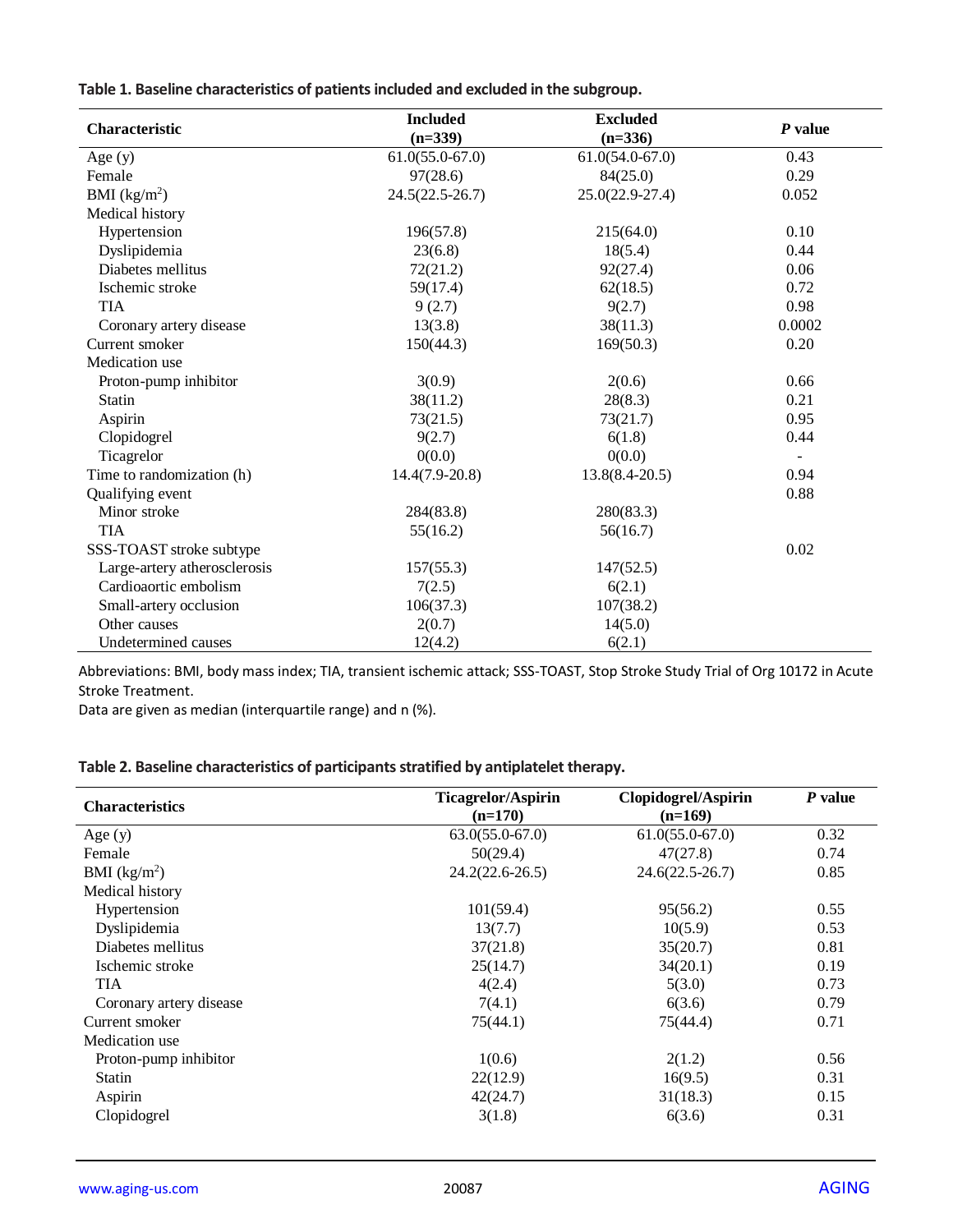**Table 1. Baseline characteristics of patients included and excluded in the subgroup.**

| Characteristic | Included (n=339) | Excluded (n=336) | *P* value |
|---|---|---|---|
| Age (y) | 61.0(55.0-67.0) | 61.0(54.0-67.0) | 0.43 |
| Female | 97(28.6) | 84(25.0) | 0.29 |
| BMI (kg/m$^2$) | 24.5(22.5-26.7) | 25.0(22.9-27.4) | 0.052 |
| Medical history | | | |
| Hypertension | 196(57.8) | 215(64.0) | 0.10 |
| Dyslipidemia | 23(6.8) | 18(5.4) | 0.44 |
| Diabetes mellitus | 72(21.2) | 92(27.4) | 0.06 |
| Ischemic stroke | 59(17.4) | 62(18.5) | 0.72 |
| TIA | 9 (2.7) | 9(2.7) | 0.98 |
| Coronary artery disease | 13(3.8) | 38(11.3) | 0.0002 |
| Current smoker | 150(44.3) | 169(50.3) | 0.20 |
| Medication use | | | |
| Proton-pump inhibitor | 3(0.9) | 2(0.6) | 0.66 |
| Statin | 38(11.2) | 28(8.3) | 0.21 |
| Aspirin | 73(21.5) | 73(21.7) | 0.95 |
| Clopidogrel | 9(2.7) | 6(1.8) | 0.44 |
| Ticagrelor | 0(0.0) | 0(0.0) | - |
| Time to randomization (h) | 14.4(7.9-20.8) | 13.8(8.4-20.5) | 0.94 |
| Qualifying event | | | 0.88 |
| Minor stroke | 284(83.8) | 280(83.3) | |
| TIA | 55(16.2) | 56(16.7) | |
| SSS-TOAST stroke subtype | | | 0.02 |
| Large-artery atherosclerosis | 157(55.3) | 147(52.5) | |
| Cardioaortic embolism | 7(2.5) | 6(2.1) | |
| Small-artery occlusion | 106(37.3) | 107(38.2) | |
| Other causes | 2(0.7) | 14(5.0) | |
| Undetermined causes | 12(4.2) | 6(2.1) | |

Abbreviations: BMI, body mass index; TIA, transient ischemic attack; SSS-TOAST, Stop Stroke Study Trial of Org 10172 in Acute Stroke Treatment.
Data are given as median (interquartile range) and n (%).

**Table 2. Baseline characteristics of participants stratified by antiplatelet therapy.**

| Characteristics | Ticagrelor/Aspirin (n=170) | Clopidogrel/Aspirin (n=169) | *P* value |
|---|---|---|---|
| Age (y) | 63.0(55.0-67.0) | 61.0(55.0-67.0) | 0.32 |
| Female | 50(29.4) | 47(27.8) | 0.74 |
| BMI (kg/m$^2$) | 24.2(22.6-26.5) | 24.6(22.5-26.7) | 0.85 |
| Medical history | | | |
| Hypertension | 101(59.4) | 95(56.2) | 0.55 |
| Dyslipidemia | 13(7.7) | 10(5.9) | 0.53 |
| Diabetes mellitus | 37(21.8) | 35(20.7) | 0.81 |
| Ischemic stroke | 25(14.7) | 34(20.1) | 0.19 |
| TIA | 4(2.4) | 5(3.0) | 0.73 |
| Coronary artery disease | 7(4.1) | 6(3.6) | 0.79 |
| Current smoker | 75(44.1) | 75(44.4) | 0.71 |
| Medication use | | | |
| Proton-pump inhibitor | 1(0.6) | 2(1.2) | 0.56 |
| Statin | 22(12.9) | 16(9.5) | 0.31 |
| Aspirin | 42(24.7) | 31(18.3) | 0.15 |
| Clopidogrel | 3(1.8) | 6(3.6) | 0.31 |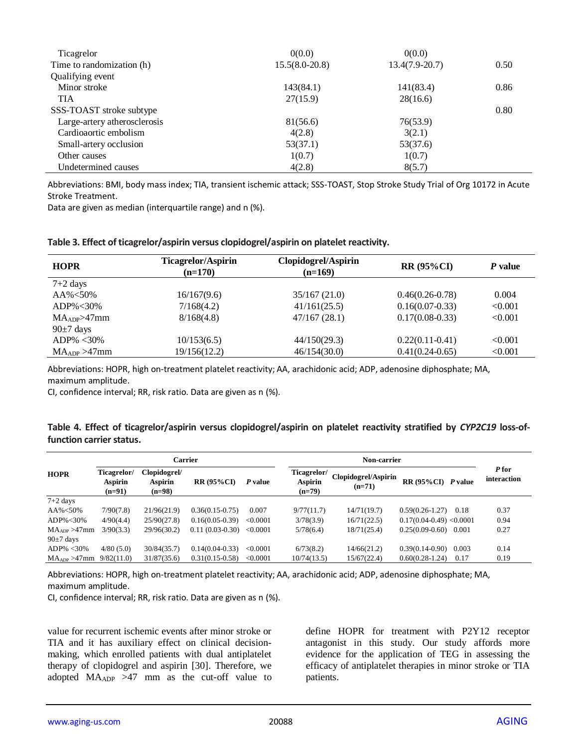| | | | |
|---|---|---|---|
| Ticagrelor | 0(0.0) | 0(0.0) | |
| Time to randomization (h) | 15.5(8.0-20.8) | 13.4(7.9-20.7) | 0.50 |
| Qualifying event | | | |
| Minor stroke | 143(84.1) | 141(83.4) | 0.86 |
| TIA | 27(15.9) | 28(16.6) | |
| SSS-TOAST stroke subtype | | | 0.80 |
| Large-artery atherosclerosis | 81(56.6) | 76(53.9) | |
| Cardioaortic embolism | 4(2.8) | 3(2.1) | |
| Small-artery occlusion | 53(37.1) | 53(37.6) | |
| Other causes | 1(0.7) | 1(0.7) | |
| Undetermined causes | 4(2.8) | 8(5.7) | |

Abbreviations: BMI, body mass index; TIA, transient ischemic attack; SSS-TOAST, Stop Stroke Study Trial of Org 10172 in Acute Stroke Treatment.
Data are given as median (interquartile range) and n (%).

**Table 3. Effect of ticagrelor/aspirin versus clopidogrel/aspirin on platelet reactivity.**

| HOPR | Ticagrelor/Aspirin (n=170) | Clopidogrel/Aspirin (n=169) | RR (95%CI) | *P* value |
|---|---|---|---|---|
| 7+2 days | | | | |
| AA%<50% | 16/167(9.6) | 35/167 (21.0) | 0.46(0.26-0.78) | 0.004 |
| ADP%<30% | 7/168(4.2) | 41/161(25.5) | 0.16(0.07-0.33) | <0.001 |
| $MA_{ADP}$>47mm | 8/168(4.8) | 47/167 (28.1) | 0.17(0.08-0.33) | <0.001 |
| 90±7 days | | | | |
| ADP% <30% | 10/153(6.5) | 44/150(29.3) | 0.22(0.11-0.41) | <0.001 |
| $MA_{ADP}$ >47mm | 19/156(12.2) | 46/154(30.0) | 0.41(0.24-0.65) | <0.001 |

Abbreviations: HOPR, high on-treatment platelet reactivity; AA, arachidonic acid; ADP, adenosine diphosphate; MA, maximum amplitude.
CI, confidence interval; RR, risk ratio. Data are given as n (%).

**Table 4. Effect of ticagrelor/aspirin versus clopidogrel/aspirin on platelet reactivity stratified by *CYP2C19* loss-of-function carrier status.**

| HOPR | Carrier | | | | Non-carrier | | | | *P* for interaction |
|---|---|---|---|---|---|---|---|---|---|
| | Ticagrelor/ Aspirin (n=91) | Clopidogrel/ Aspirin (n=98) | RR (95%CI) | *P* value | Ticagrelor/ Aspirin (n=79) | Clopidogrel/Aspirin (n=71) | RR (95%CI) | *P* value | |
| 7+2 days | | | | | | | | | |
| AA%<50% | 7/90(7.8) | 21/96(21.9) | 0.36(0.15-0.75) | 0.007 | 9/77(11.7) | 14/71(19.7) | 0.59(0.26-1.27) | 0.18 | 0.37 |
| ADP%<30% | 4/90(4.4) | 25/90(27.8) | 0.16(0.05-0.39) | <0.0001 | 3/78(3.9) | 16/71(22.5) | 0.17(0.04-0.49) | <0.0001 | 0.94 |
| $MA_{ADP}$ >47mm | 3/90(3.3) | 29/96(30.2) | 0.11 (0.03-0.30) | <0.0001 | 5/78(6.4) | 18/71(25.4) | 0.25(0.09-0.60) | 0.001 | 0.27 |
| 90±7 days | | | | | | | | | |
| ADP% <30% | 4/80 (5.0) | 30/84(35.7) | 0.14(0.04-0.33) | <0.0001 | 6/73(8.2) | 14/66(21.2) | 0.39(0.14-0.90) | 0.003 | 0.14 |
| $MA_{ADP}$ >47mm | 9/82(11.0) | 31/87(35.6) | 0.31(0.15-0.58) | <0.0001 | 10/74(13.5) | 15/67(22.4) | 0.60(0.28-1.24) | 0.17 | 0.19 |

Abbreviations: HOPR, high on-treatment platelet reactivity; AA, arachidonic acid; ADP, adenosine diphosphate; MA, maximum amplitude.
CI, confidence interval; RR, risk ratio. Data are given as n (%).

value for recurrent ischemic events after minor stroke or TIA and it has auxiliary effect on clinical decision-making, which enrolled patients with dual antiplatelet therapy of clopidogrel and aspirin [30]. Therefore, we adopted $MA_{ADP}$ >47 mm as the cut-off value to define HOPR for treatment with P2Y12 receptor antagonist in this study. Our study affords more evidence for the application of TEG in assessing the efficacy of antiplatelet therapies in minor stroke or TIA patients.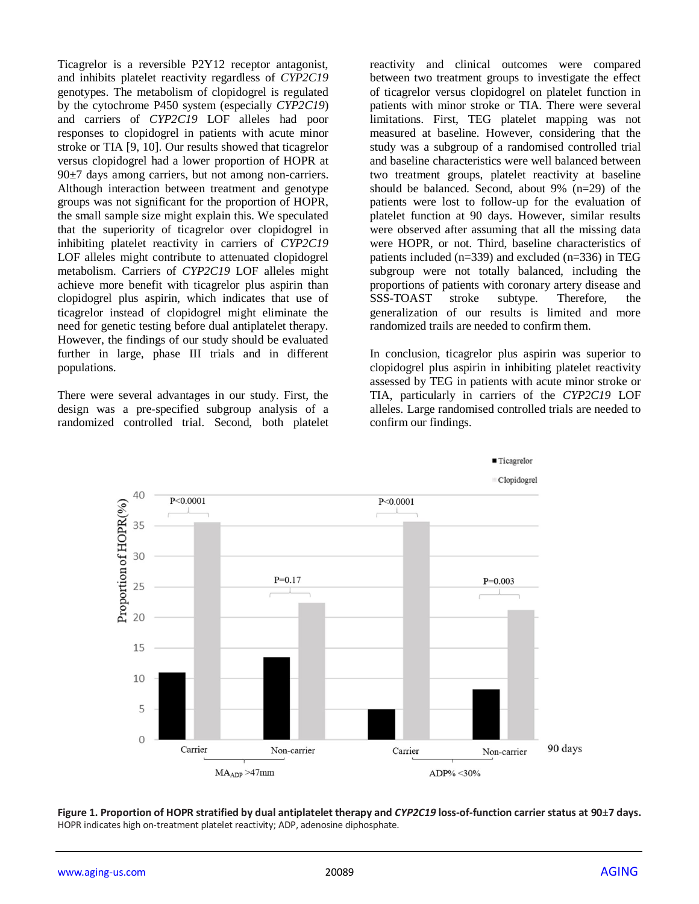Ticagrelor is a reversible P2Y12 receptor antagonist, and inhibits platelet reactivity regardless of *CYP2C19* genotypes. The metabolism of clopidogrel is regulated by the cytochrome P450 system (especially *CYP2C19*) and carriers of *CYP2C19* LOF alleles had poor responses to clopidogrel in patients with acute minor stroke or TIA [9, 10]. Our results showed that ticagrelor versus clopidogrel had a lower proportion of HOPR at 90±7 days among carriers, but not among non-carriers. Although interaction between treatment and genotype groups was not significant for the proportion of HOPR, the small sample size might explain this. We speculated that the superiority of ticagrelor over clopidogrel in inhibiting platelet reactivity in carriers of *CYP2C19* LOF alleles might contribute to attenuated clopidogrel metabolism. Carriers of *CYP2C19* LOF alleles might achieve more benefit with ticagrelor plus aspirin than clopidogrel plus aspirin, which indicates that use of ticagrelor instead of clopidogrel might eliminate the need for genetic testing before dual antiplatelet therapy. However, the findings of our study should be evaluated further in large, phase III trials and in different populations.

There were several advantages in our study. First, the design was a pre-specified subgroup analysis of a randomized controlled trial. Second, both platelet reactivity and clinical outcomes were compared between two treatment groups to investigate the effect of ticagrelor versus clopidogrel on platelet function in patients with minor stroke or TIA. There were several limitations. First, TEG platelet mapping was not measured at baseline. However, considering that the study was a subgroup of a randomised controlled trial and baseline characteristics were well balanced between two treatment groups, platelet reactivity at baseline should be balanced. Second, about 9% (n=29) of the patients were lost to follow-up for the evaluation of platelet function at 90 days. However, similar results were observed after assuming that all the missing data were HOPR, or not. Third, baseline characteristics of patients included (n=339) and excluded (n=336) in TEG subgroup were not totally balanced, including the proportions of patients with coronary artery disease and SSS-TOAST stroke subtype. Therefore, the generalization of our results is limited and more randomized trails are needed to confirm them.

In conclusion, ticagrelor plus aspirin was superior to clopidogrel plus aspirin in inhibiting platelet reactivity assessed by TEG in patients with acute minor stroke or TIA, particularly in carriers of the *CYP2C19* LOF alleles. Large randomised controlled trials are needed to confirm our findings.

**Figure 1. Proportion of HOPR stratified by dual antiplatelet therapy and *CYP2C19* loss-of-function carrier status at 90±7 days.** HOPR indicates high on-treatment platelet reactivity; ADP, adenosine diphosphate.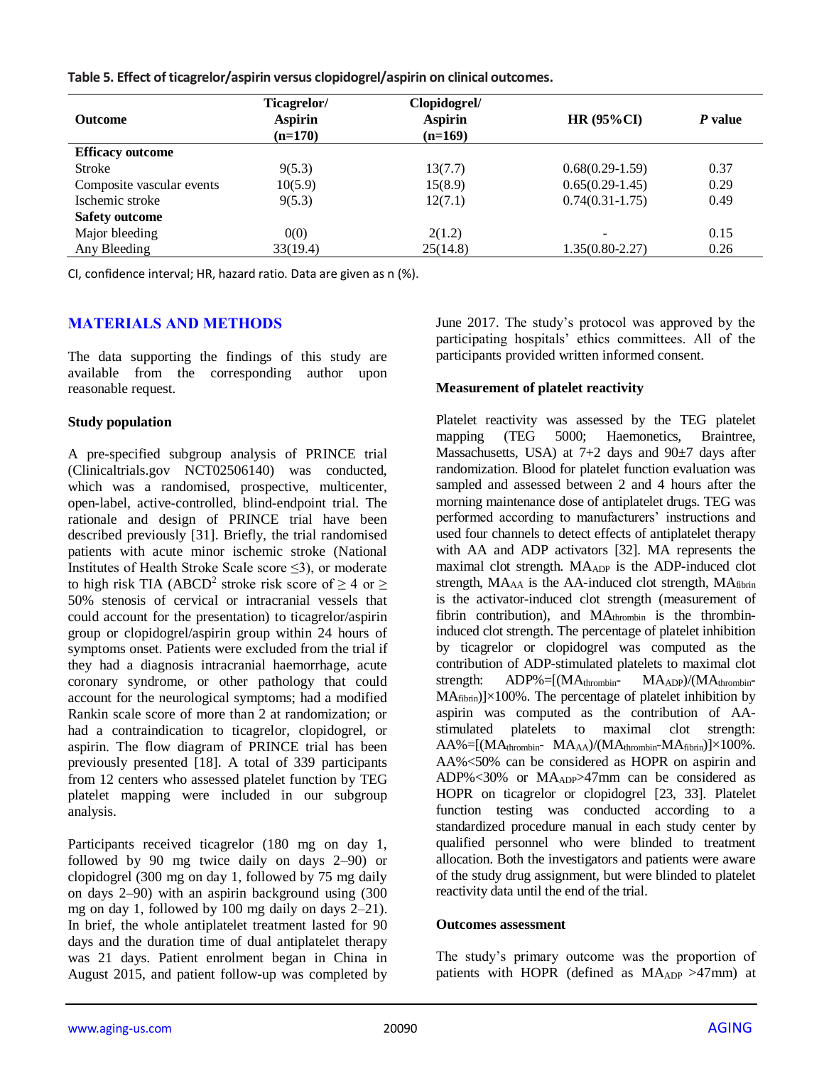**Table 5. Effect of ticagrelor/aspirin versus clopidogrel/aspirin on clinical outcomes.**

| Outcome | Ticagrelor/ Aspirin (n=170) | Clopidogrel/ Aspirin (n=169) | HR (95%CI) | *P* value |
|---|---|---|---|---|
| **Efficacy outcome** | | | | |
| Stroke | 9(5.3) | 13(7.7) | 0.68(0.29-1.59) | 0.37 |
| Composite vascular events | 10(5.9) | 15(8.9) | 0.65(0.29-1.45) | 0.29 |
| Ischemic stroke | 9(5.3) | 12(7.1) | 0.74(0.31-1.75) | 0.49 |
| **Safety outcome** | | | | |
| Major bleeding | 0(0) | 2(1.2) | - | 0.15 |
| Any Bleeding | 33(19.4) | 25(14.8) | 1.35(0.80-2.27) | 0.26 |

CI, confidence interval; HR, hazard ratio. Data are given as n (%).

## MATERIALS AND METHODS

The data supporting the findings of this study are available from the corresponding author upon reasonable request.

### Study population

A pre-specified subgroup analysis of PRINCE trial (Clinicaltrials.gov NCT02506140) was conducted, which was a randomised, prospective, multicenter, open-label, active-controlled, blind-endpoint trial. The rationale and design of PRINCE trial have been described previously [31]. Briefly, the trial randomised patients with acute minor ischemic stroke (National Institutes of Health Stroke Scale score ≤3), or moderate to high risk TIA (ABCD[2] stroke risk score of ≥ 4 or ≥ 50% stenosis of cervical or intracranial vessels that could account for the presentation) to ticagrelor/aspirin group or clopidogrel/aspirin group within 24 hours of symptoms onset. Patients were excluded from the trial if they had a diagnosis intracranial haemorrhage, acute coronary syndrome, or other pathology that could account for the neurological symptoms; had a modified Rankin scale score of more than 2 at randomization; or had a contraindication to ticagrelor, clopidogrel, or aspirin. The flow diagram of PRINCE trial has been previously presented [18]. A total of 339 participants from 12 centers who assessed platelet function by TEG platelet mapping were included in our subgroup analysis.

Participants received ticagrelor (180 mg on day 1, followed by 90 mg twice daily on days 2–90) or clopidogrel (300 mg on day 1, followed by 75 mg daily on days 2–90) with an aspirin background using (300 mg on day 1, followed by 100 mg daily on days 2–21). In brief, the whole antiplatelet treatment lasted for 90 days and the duration time of dual antiplatelet therapy was 21 days. Patient enrolment began in China in August 2015, and patient follow-up was completed by June 2017. The study's protocol was approved by the participating hospitals' ethics committees. All of the participants provided written informed consent.

### Measurement of platelet reactivity

Platelet reactivity was assessed by the TEG platelet mapping (TEG 5000; Haemonetics, Braintree, Massachusetts, USA) at 7+2 days and 90±7 days after randomization. Blood for platelet function evaluation was sampled and assessed between 2 and 4 hours after the morning maintenance dose of antiplatelet drugs. TEG was performed according to manufacturers' instructions and used four channels to detect effects of antiplatelet therapy with AA and ADP activators [32]. MA represents the maximal clot strength. $MA_{ADP}$ is the ADP-induced clot strength, $MA_{AA}$ is the AA-induced clot strength, $MA_{fibrin}$ is the activator-induced clot strength (measurement of fibrin contribution), and $MA_{thrombin}$ is the thrombin-induced clot strength. The percentage of platelet inhibition by ticagrelor or clopidogrel was computed as the contribution of ADP-stimulated platelets to maximal clot strength: $ADP\%=[(MA_{thrombin}-MA_{ADP})/(MA_{thrombin}-MA_{fibrin})]\times100\%$. The percentage of platelet inhibition by aspirin was computed as the contribution of AA-stimulated platelets to maximal clot strength: $AA\%=[(MA_{thrombin}-MA_{AA})/(MA_{thrombin}-MA_{fibrin})]\times100\%$. AA%<50% can be considered as HOPR on aspirin and ADP%<30% or $MA_{ADP}$>47mm can be considered as HOPR on ticagrelor or clopidogrel [23, 33]. Platelet function testing was conducted according to a standardized procedure manual in each study center by qualified personnel who were blinded to treatment allocation. Both the investigators and patients were aware of the study drug assignment, but were blinded to platelet reactivity data until the end of the trial.

### Outcomes assessment

The study's primary outcome was the proportion of patients with HOPR (defined as $MA_{ADP}$ >47mm) at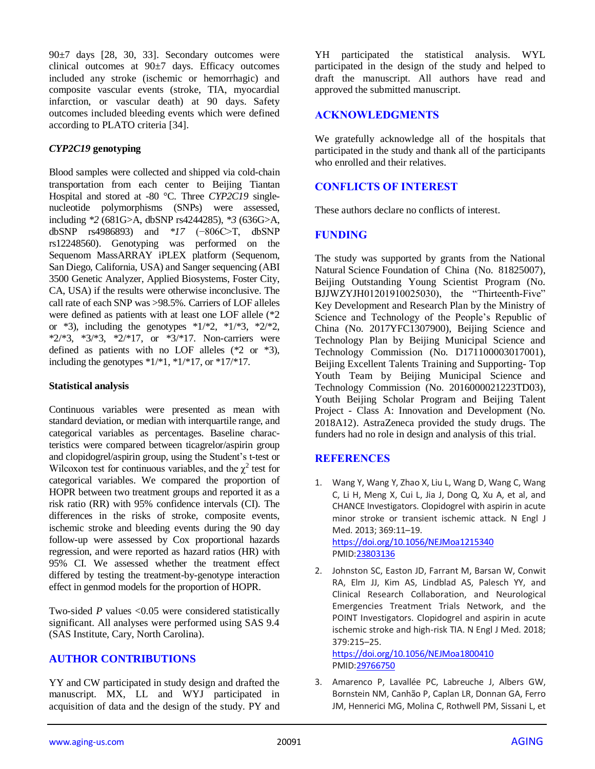90±7 days [28, 30, 33]. Secondary outcomes were clinical outcomes at 90±7 days. Efficacy outcomes included any stroke (ischemic or hemorrhagic) and composite vascular events (stroke, TIA, myocardial infarction, or vascular death) at 90 days. Safety outcomes included bleeding events which were defined according to PLATO criteria [34].

### *CYP2C19* genotyping

Blood samples were collected and shipped via cold-chain transportation from each center to Beijing Tiantan Hospital and stored at -80 °C. Three *CYP2C19* single-nucleotide polymorphisms (SNPs) were assessed, including *\*2* (681G>A, dbSNP rs4244285), *\*3* (636G>A, dbSNP rs4986893) and *\*17* (−806C>T, dbSNP rs12248560). Genotyping was performed on the Sequenom MassARRAY iPLEX platform (Sequenom, San Diego, California, USA) and Sanger sequencing (ABI 3500 Genetic Analyzer, Applied Biosystems, Foster City, CA, USA) if the results were otherwise inconclusive. The call rate of each SNP was >98.5%. Carriers of LOF alleles were defined as patients with at least one LOF allele (*2 or *3), including the genotypes *1/*2, *1/*3, *2/*2, *2/*3, *3/*3, *2/*17, or *3/*17. Non-carriers were defined as patients with no LOF alleles (*2 or *3), including the genotypes *1/*1, *1/*17, or *17/*17.

### Statistical analysis

Continuous variables were presented as mean with standard deviation, or median with interquartile range, and categorical variables as percentages. Baseline characteristics were compared between ticagrelor/aspirin group and clopidogrel/aspirin group, using the Student's t-test or Wilcoxon test for continuous variables, and the $\chi^2$ test for categorical variables. We compared the proportion of HOPR between two treatment groups and reported it as a risk ratio (RR) with 95% confidence intervals (CI). The differences in the risks of stroke, composite events, ischemic stroke and bleeding events during the 90 day follow-up were assessed by Cox proportional hazards regression, and were reported as hazard ratios (HR) with 95% CI. We assessed whether the treatment effect differed by testing the treatment-by-genotype interaction effect in genmod models for the proportion of HOPR.

Two-sided $P$ values <0.05 were considered statistically significant. All analyses were performed using SAS 9.4 (SAS Institute, Cary, North Carolina).

## AUTHOR CONTRIBUTIONS

YY and CW participated in study design and drafted the manuscript. MX, LL and WYJ participated in acquisition of data and the design of the study. PY and YH participated the statistical analysis. WYL participated in the design of the study and helped to draft the manuscript. All authors have read and approved the submitted manuscript.

## ACKNOWLEDGMENTS

We gratefully acknowledge all of the hospitals that participated in the study and thank all of the participants who enrolled and their relatives.

## CONFLICTS OF INTEREST

These authors declare no conflicts of interest.

## FUNDING

The study was supported by grants from the National Natural Science Foundation of China (No. 81825007), Beijing Outstanding Young Scientist Program (No. BJJWZYJH01201910025030), the "Thirteenth-Five" Key Development and Research Plan by the Ministry of Science and Technology of the People's Republic of China (No. 2017YFC1307900), Beijing Science and Technology Plan by Beijing Municipal Science and Technology Commission (No. D171100003017001), Beijing Excellent Talents Training and Supporting- Top Youth Team by Beijing Municipal Science and Technology Commission (No. 2016000021223TD03), Youth Beijing Scholar Program and Beijing Talent Project - Class A: Innovation and Development (No. 2018A12). AstraZeneca provided the study drugs. The funders had no role in design and analysis of this trial.

## REFERENCES

1. Wang Y, Wang Y, Zhao X, Liu L, Wang D, Wang C, Wang C, Li H, Meng X, Cui L, Jia J, Dong Q, Xu A, et al, and CHANCE Investigators. Clopidogrel with aspirin in acute minor stroke or transient ischemic attack. N Engl J Med. 2013; 369:11–19. https://doi.org/10.1056/NEJMoa1215340 PMID:23803136

2. Johnston SC, Easton JD, Farrant M, Barsan W, Conwit RA, Elm JJ, Kim AS, Lindblad AS, Palesch YY, and Clinical Research Collaboration, and Neurological Emergencies Treatment Trials Network, and the POINT Investigators. Clopidogrel and aspirin in acute ischemic stroke and high-risk TIA. N Engl J Med. 2018; 379:215–25. https://doi.org/10.1056/NEJMoa1800410 PMID:29766750

3. Amarenco P, Lavallée PC, Labreuche J, Albers GW, Bornstein NM, Canhão P, Caplan LR, Donnan GA, Ferro JM, Hennerici MG, Molina C, Rothwell PM, Sissani L, et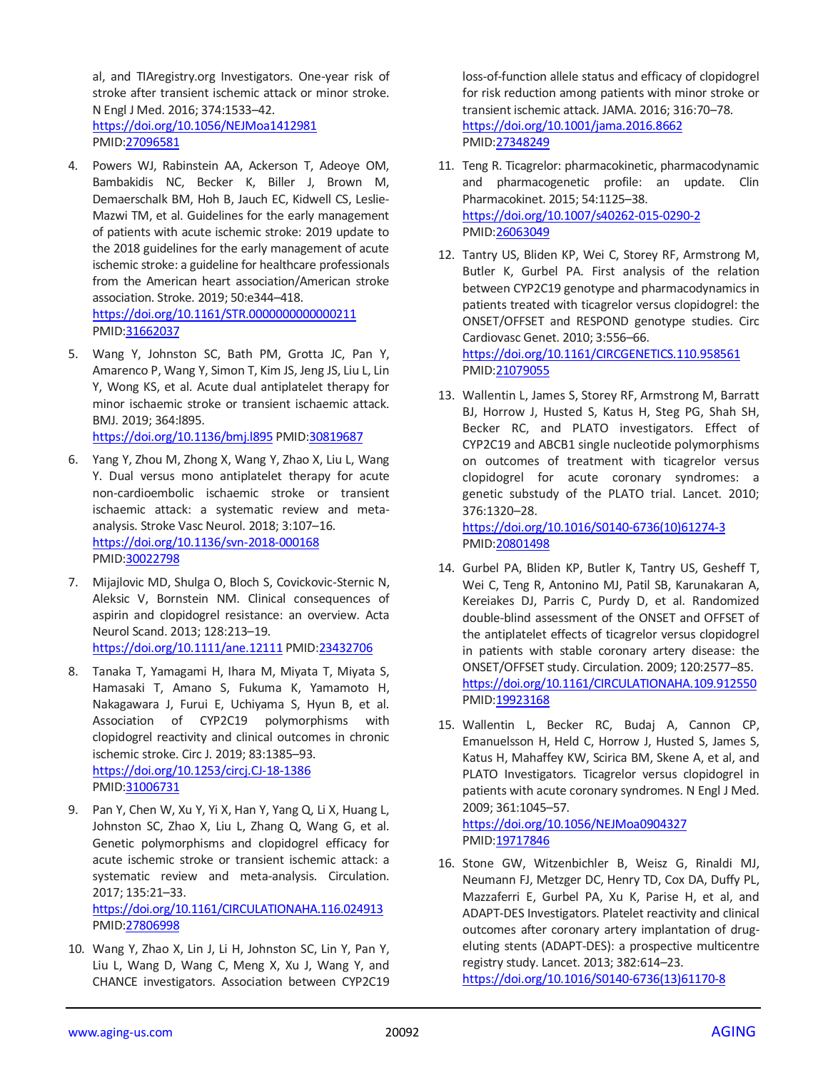al, and TIAregistry.org Investigators. One-year risk of stroke after transient ischemic attack or minor stroke. N Engl J Med. 2016; 374:1533–42. https://doi.org/10.1056/NEJMoa1412981 PMID:27096581

4. Powers WJ, Rabinstein AA, Ackerson T, Adeoye OM, Bambakidis NC, Becker K, Biller J, Brown M, Demaerschalk BM, Hoh B, Jauch EC, Kidwell CS, Leslie-Mazwi TM, et al. Guidelines for the early management of patients with acute ischemic stroke: 2019 update to the 2018 guidelines for the early management of acute ischemic stroke: a guideline for healthcare professionals from the American heart association/American stroke association. Stroke. 2019; 50:e344–418. https://doi.org/10.1161/STR.0000000000000211 PMID:31662037

5. Wang Y, Johnston SC, Bath PM, Grotta JC, Pan Y, Amarenco P, Wang Y, Simon T, Kim JS, Jeng JS, Liu L, Lin Y, Wong KS, et al. Acute dual antiplatelet therapy for minor ischaemic stroke or transient ischaemic attack. BMJ. 2019; 364:l895. https://doi.org/10.1136/bmj.l895 PMID:30819687

6. Yang Y, Zhou M, Zhong X, Wang Y, Zhao X, Liu L, Wang Y. Dual versus mono antiplatelet therapy for acute non-cardioembolic ischaemic stroke or transient ischaemic attack: a systematic review and meta-analysis. Stroke Vasc Neurol. 2018; 3:107–16. https://doi.org/10.1136/svn-2018-000168 PMID:30022798

7. Mijajlovic MD, Shulga O, Bloch S, Covickovic-Sternic N, Aleksic V, Bornstein NM. Clinical consequences of aspirin and clopidogrel resistance: an overview. Acta Neurol Scand. 2013; 128:213–19. https://doi.org/10.1111/ane.12111 PMID:23432706

8. Tanaka T, Yamagami H, Ihara M, Miyata T, Miyata S, Hamasaki T, Amano S, Fukuma K, Yamamoto H, Nakagawara J, Furui E, Uchiyama S, Hyun B, et al. Association of CYP2C19 polymorphisms with clopidogrel reactivity and clinical outcomes in chronic ischemic stroke. Circ J. 2019; 83:1385–93. https://doi.org/10.1253/circj.CJ-18-1386 PMID:31006731

9. Pan Y, Chen W, Xu Y, Yi X, Han Y, Yang Q, Li X, Huang L, Johnston SC, Zhao X, Liu L, Zhang Q, Wang G, et al. Genetic polymorphisms and clopidogrel efficacy for acute ischemic stroke or transient ischemic attack: a systematic review and meta-analysis. Circulation. 2017; 135:21–33. https://doi.org/10.1161/CIRCULATIONAHA.116.024913 PMID:27806998

10. Wang Y, Zhao X, Lin J, Li H, Johnston SC, Lin Y, Pan Y, Liu L, Wang D, Wang C, Meng X, Xu J, Wang Y, and CHANCE investigators. Association between CYP2C19 loss-of-function allele status and efficacy of clopidogrel for risk reduction among patients with minor stroke or transient ischemic attack. JAMA. 2016; 316:70–78. https://doi.org/10.1001/jama.2016.8662 PMID:27348249

11. Teng R. Ticagrelor: pharmacokinetic, pharmacodynamic and pharmacogenetic profile: an update. Clin Pharmacokinet. 2015; 54:1125–38. https://doi.org/10.1007/s40262-015-0290-2 PMID:26063049

12. Tantry US, Bliden KP, Wei C, Storey RF, Armstrong M, Butler K, Gurbel PA. First analysis of the relation between CYP2C19 genotype and pharmacodynamics in patients treated with ticagrelor versus clopidogrel: the ONSET/OFFSET and RESPOND genotype studies. Circ Cardiovasc Genet. 2010; 3:556–66. https://doi.org/10.1161/CIRCGENETICS.110.958561 PMID:21079055

13. Wallentin L, James S, Storey RF, Armstrong M, Barratt BJ, Horrow J, Husted S, Katus H, Steg PG, Shah SH, Becker RC, and PLATO investigators. Effect of CYP2C19 and ABCB1 single nucleotide polymorphisms on outcomes of treatment with ticagrelor versus clopidogrel for acute coronary syndromes: a genetic substudy of the PLATO trial. Lancet. 2010; 376:1320–28. https://doi.org/10.1016/S0140-6736(10)61274-3 PMID:20801498

14. Gurbel PA, Bliden KP, Butler K, Tantry US, Gesheff T, Wei C, Teng R, Antonino MJ, Patil SB, Karunakaran A, Kereiakes DJ, Parris C, Purdy D, et al. Randomized double-blind assessment of the ONSET and OFFSET of the antiplatelet effects of ticagrelor versus clopidogrel in patients with stable coronary artery disease: the ONSET/OFFSET study. Circulation. 2009; 120:2577–85. https://doi.org/10.1161/CIRCULATIONAHA.109.912550 PMID:19923168

15. Wallentin L, Becker RC, Budaj A, Cannon CP, Emanuelsson H, Held C, Horrow J, Husted S, James S, Katus H, Mahaffey KW, Scirica BM, Skene A, et al, and PLATO Investigators. Ticagrelor versus clopidogrel in patients with acute coronary syndromes. N Engl J Med. 2009; 361:1045–57. https://doi.org/10.1056/NEJMoa0904327 PMID:19717846

16. Stone GW, Witzenbichler B, Weisz G, Rinaldi MJ, Neumann FJ, Metzger DC, Henry TD, Cox DA, Duffy PL, Mazzaferri E, Gurbel PA, Xu K, Parise H, et al, and ADAPT-DES Investigators. Platelet reactivity and clinical outcomes after coronary artery implantation of drug-eluting stents (ADAPT-DES): a prospective multicentre registry study. Lancet. 2013; 382:614–23. https://doi.org/10.1016/S0140-6736(13)61170-8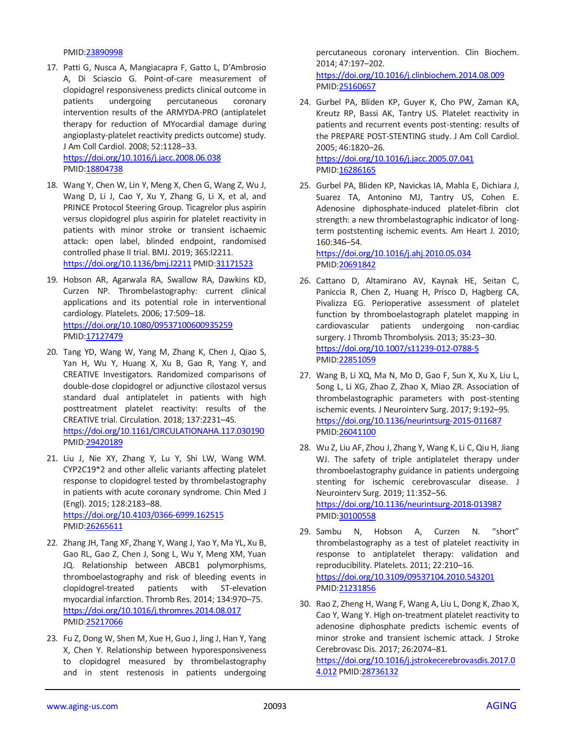PMID:23890998

17. Patti G, Nusca A, Mangiacapra F, Gatto L, D'Ambrosio A, Di Sciascio G. Point-of-care measurement of clopidogrel responsiveness predicts clinical outcome in patients undergoing percutaneous coronary intervention results of the ARMYDA-PRO (antiplatelet therapy for reduction of MYocardial damage during angioplasty-platelet reactivity predicts outcome) study. J Am Coll Cardiol. 2008; 52:1128–33. https://doi.org/10.1016/j.jacc.2008.06.038 PMID:18804738

18. Wang Y, Chen W, Lin Y, Meng X, Chen G, Wang Z, Wu J, Wang D, Li J, Cao Y, Xu Y, Zhang G, Li X, et al, and PRINCE Protocol Steering Group. Ticagrelor plus aspirin versus clopidogrel plus aspirin for platelet reactivity in patients with minor stroke or transient ischaemic attack: open label, blinded endpoint, randomised controlled phase II trial. BMJ. 2019; 365:l2211. https://doi.org/10.1136/bmj.l2211 PMID:31171523

19. Hobson AR, Agarwala RA, Swallow RA, Dawkins KD, Curzen NP. Thrombelastography: current clinical applications and its potential role in interventional cardiology. Platelets. 2006; 17:509–18. https://doi.org/10.1080/09537100600935259 PMID:17127479

20. Tang YD, Wang W, Yang M, Zhang K, Chen J, Qiao S, Yan H, Wu Y, Huang X, Xu B, Gao R, Yang Y, and CREATIVE Investigators. Randomized comparisons of double-dose clopidogrel or adjunctive cilostazol versus standard dual antiplatelet in patients with high posttreatment platelet reactivity: results of the CREATIVE trial. Circulation. 2018; 137:2231–45. https://doi.org/10.1161/CIRCULATIONAHA.117.030190 PMID:29420189

21. Liu J, Nie XY, Zhang Y, Lu Y, Shi LW, Wang WM. CYP2C19*2 and other allelic variants affecting platelet response to clopidogrel tested by thrombelastography in patients with acute coronary syndrome. Chin Med J (Engl). 2015; 128:2183–88. https://doi.org/10.4103/0366-6999.162515 PMID:26265611

22. Zhang JH, Tang XF, Zhang Y, Wang J, Yao Y, Ma YL, Xu B, Gao RL, Gao Z, Chen J, Song L, Wu Y, Meng XM, Yuan JQ. Relationship between ABCB1 polymorphisms, thromboelastography and risk of bleeding events in clopidogrel-treated patients with ST-elevation myocardial infarction. Thromb Res. 2014; 134:970–75. https://doi.org/10.1016/j.thromres.2014.08.017 PMID:25217066

23. Fu Z, Dong W, Shen M, Xue H, Guo J, Jing J, Han Y, Yang X, Chen Y. Relationship between hyporesponsiveness to clopidogrel measured by thrombelastography and in stent restenosis in patients undergoing percutaneous coronary intervention. Clin Biochem. 2014; 47:197–202. https://doi.org/10.1016/j.clinbiochem.2014.08.009 PMID:25160657

24. Gurbel PA, Bliden KP, Guyer K, Cho PW, Zaman KA, Kreutz RP, Bassi AK, Tantry US. Platelet reactivity in patients and recurrent events post-stenting: results of the PREPARE POST-STENTING study. J Am Coll Cardiol. 2005; 46:1820–26. https://doi.org/10.1016/j.jacc.2005.07.041 PMID:16286165

25. Gurbel PA, Bliden KP, Navickas IA, Mahla E, Dichiara J, Suarez TA, Antonino MJ, Tantry US, Cohen E. Adenosine diphosphate-induced platelet-fibrin clot strength: a new thrombelastographic indicator of long-term poststenting ischemic events. Am Heart J. 2010; 160:346–54. https://doi.org/10.1016/j.ahj.2010.05.034 PMID:20691842

26. Cattano D, Altamirano AV, Kaynak HE, Seitan C, Paniccia R, Chen Z, Huang H, Prisco D, Hagberg CA, Pivalizza EG. Perioperative assessment of platelet function by thromboelastograph platelet mapping in cardiovascular patients undergoing non-cardiac surgery. J Thromb Thrombolysis. 2013; 35:23–30. https://doi.org/10.1007/s11239-012-0788-5 PMID:22851059

27. Wang B, Li XQ, Ma N, Mo D, Gao F, Sun X, Xu X, Liu L, Song L, Li XG, Zhao Z, Zhao X, Miao ZR. Association of thrombelastographic parameters with post-stenting ischemic events. J Neurointerv Surg. 2017; 9:192–95. https://doi.org/10.1136/neurintsurg-2015-011687 PMID:26041100

28. Wu Z, Liu AF, Zhou J, Zhang Y, Wang K, Li C, Qiu H, Jiang WJ. The safety of triple antiplatelet therapy under thromboelastography guidance in patients undergoing stenting for ischemic cerebrovascular disease. J Neurointerv Surg. 2019; 11:352–56. https://doi.org/10.1136/neurintsurg-2018-013987 PMID:30100558

29. Sambu N, Hobson A, Curzen N. "short" thrombelastography as a test of platelet reactivity in response to antiplatelet therapy: validation and reproducibility. Platelets. 2011; 22:210–16. https://doi.org/10.3109/09537104.2010.543201 PMID:21231856

30. Rao Z, Zheng H, Wang F, Wang A, Liu L, Dong K, Zhao X, Cao Y, Wang Y. High on-treatment platelet reactivity to adenosine diphosphate predicts ischemic events of minor stroke and transient ischemic attack. J Stroke Cerebrovasc Dis. 2017; 26:2074–81. https://doi.org/10.1016/j.jstrokecerebrovasdis.2017.04.012 PMID:28736132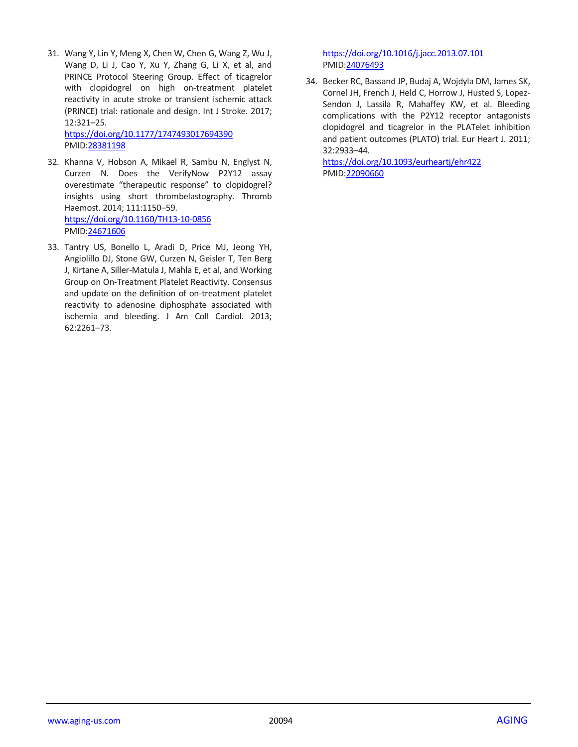31. Wang Y, Lin Y, Meng X, Chen W, Chen G, Wang Z, Wu J, Wang D, Li J, Cao Y, Xu Y, Zhang G, Li X, et al, and PRINCE Protocol Steering Group. Effect of ticagrelor with clopidogrel on high on-treatment platelet reactivity in acute stroke or transient ischemic attack (PRINCE) trial: rationale and design. Int J Stroke. 2017; 12:321–25.
https://doi.org/10.1177/1747493017694390
PMID:28381198

32. Khanna V, Hobson A, Mikael R, Sambu N, Englyst N, Curzen N. Does the VerifyNow P2Y12 assay overestimate "therapeutic response" to clopidogrel? insights using short thrombelastography. Thromb Haemost. 2014; 111:1150–59.
https://doi.org/10.1160/TH13-10-0856
PMID:24671606

33. Tantry US, Bonello L, Aradi D, Price MJ, Jeong YH, Angiolillo DJ, Stone GW, Curzen N, Geisler T, Ten Berg J, Kirtane A, Siller-Matula J, Mahla E, et al, and Working Group on On-Treatment Platelet Reactivity. Consensus and update on the definition of on-treatment platelet reactivity to adenosine diphosphate associated with ischemia and bleeding. J Am Coll Cardiol. 2013; 62:2261–73.
https://doi.org/10.1016/j.jacc.2013.07.101
PMID:24076493

34. Becker RC, Bassand JP, Budaj A, Wojdyla DM, James SK, Cornel JH, French J, Held C, Horrow J, Husted S, Lopez-Sendon J, Lassila R, Mahaffey KW, et al. Bleeding complications with the P2Y12 receptor antagonists clopidogrel and ticagrelor in the PLATelet inhibition and patient outcomes (PLATO) trial. Eur Heart J. 2011; 32:2933–44.
https://doi.org/10.1093/eurheartj/ehr422
PMID:22090660